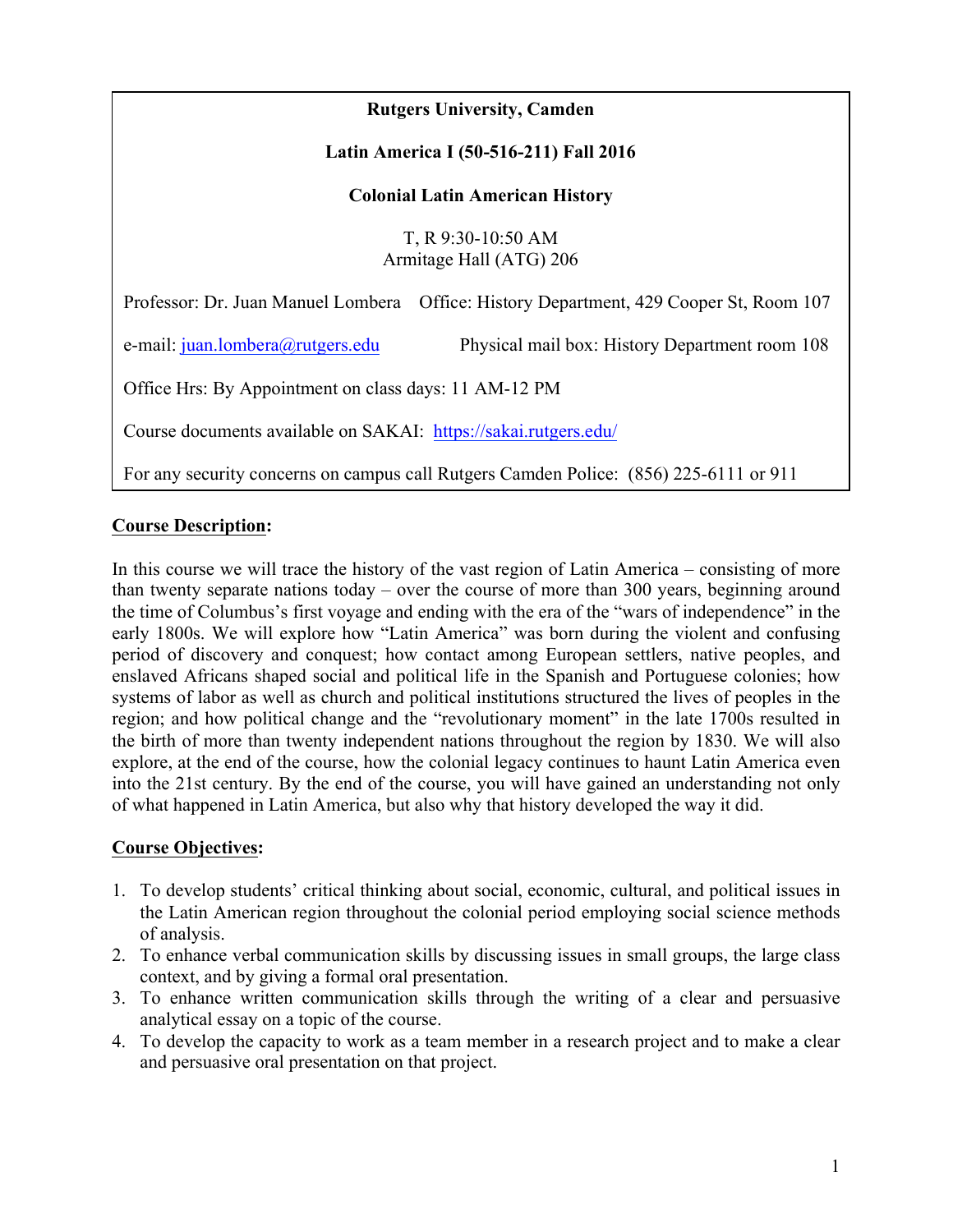**Rutgers University, Camden**

**Latin America I (50-516-211) Fall 2016**

**Colonial Latin American History**

T, R 9:30-10:50 AM
Armitage Hall (ATG) 206

Professor: Dr. Juan Manuel Lombera    Office: History Department, 429 Cooper St, Room 107

e-mail: juan.lombera@rutgers.edu    Physical mail box: History Department room 108

Office Hrs: By Appointment on class days: 11 AM-12 PM

Course documents available on SAKAI: https://sakai.rutgers.edu/

For any security concerns on campus call Rutgers Camden Police: (856) 225-6111 or 911

## Course Description:

In this course we will trace the history of the vast region of Latin America – consisting of more than twenty separate nations today – over the course of more than 300 years, beginning around the time of Columbus's first voyage and ending with the era of the "wars of independence" in the early 1800s. We will explore how "Latin America" was born during the violent and confusing period of discovery and conquest; how contact among European settlers, native peoples, and enslaved Africans shaped social and political life in the Spanish and Portuguese colonies; how systems of labor as well as church and political institutions structured the lives of peoples in the region; and how political change and the "revolutionary moment" in the late 1700s resulted in the birth of more than twenty independent nations throughout the region by 1830. We will also explore, at the end of the course, how the colonial legacy continues to haunt Latin America even into the 21st century. By the end of the course, you will have gained an understanding not only of what happened in Latin America, but also why that history developed the way it did.

## Course Objectives:

1. To develop students' critical thinking about social, economic, cultural, and political issues in the Latin American region throughout the colonial period employing social science methods of analysis.
2. To enhance verbal communication skills by discussing issues in small groups, the large class context, and by giving a formal oral presentation.
3. To enhance written communication skills through the writing of a clear and persuasive analytical essay on a topic of the course.
4. To develop the capacity to work as a team member in a research project and to make a clear and persuasive oral presentation on that project.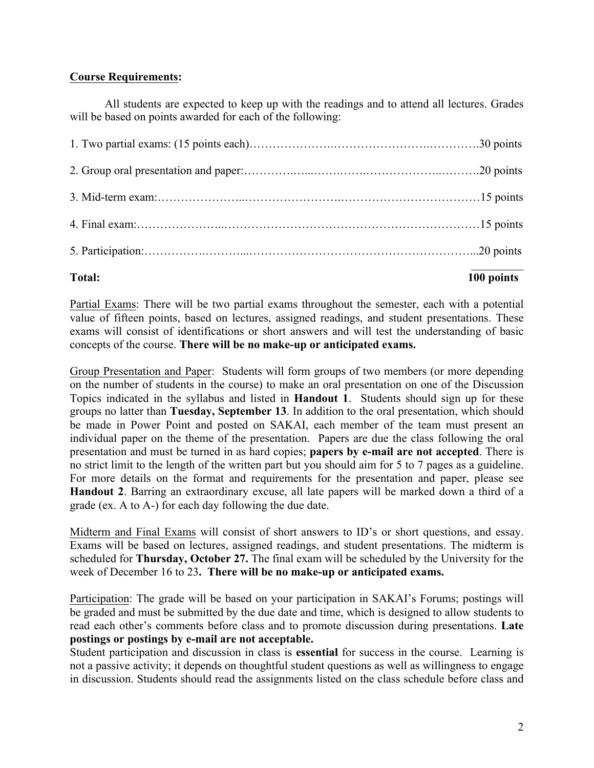**Course Requirements:**

All students are expected to keep up with the readings and to attend all lectures. Grades will be based on points awarded for each of the following:

| | |
|---|---|
| 1. Two partial exams: (15 points each) | 30 points |
| 2. Group oral presentation and paper: | 20 points |
| 3. Mid-term exam: | 15 points |
| 4. Final exam: | 15 points |
| 5. Participation: | 20 points |
| **Total:** | **100 points** |

Partial Exams: There will be two partial exams throughout the semester, each with a potential value of fifteen points, based on lectures, assigned readings, and student presentations. These exams will consist of identifications or short answers and will test the understanding of basic concepts of the course. **There will be no make-up or anticipated exams.**

Group Presentation and Paper: Students will form groups of two members (or more depending on the number of students in the course) to make an oral presentation on one of the Discussion Topics indicated in the syllabus and listed in **Handout 1**. Students should sign up for these groups no latter than **Tuesday, September 13**. In addition to the oral presentation, which should be made in Power Point and posted on SAKAI, each member of the team must present an individual paper on the theme of the presentation. Papers are due the class following the oral presentation and must be turned in as hard copies; **papers by e-mail are not accepted**. There is no strict limit to the length of the written part but you should aim for 5 to 7 pages as a guideline. For more details on the format and requirements for the presentation and paper, please see **Handout 2**. Barring an extraordinary excuse, all late papers will be marked down a third of a grade (ex. A to A-) for each day following the due date.

Midterm and Final Exams will consist of short answers to ID's or short questions, and essay. Exams will be based on lectures, assigned readings, and student presentations. The midterm is scheduled for **Thursday, October 27.** The final exam will be scheduled by the University for the week of December 16 to 23**. There will be no make-up or anticipated exams.**

Participation: The grade will be based on your participation in SAKAI's Forums; postings will be graded and must be submitted by the due date and time, which is designed to allow students to read each other's comments before class and to promote discussion during presentations. **Late postings or postings by e-mail are not acceptable.**
Student participation and discussion in class is **essential** for success in the course. Learning is not a passive activity; it depends on thoughtful student questions as well as willingness to engage in discussion. Students should read the assignments listed on the class schedule before class and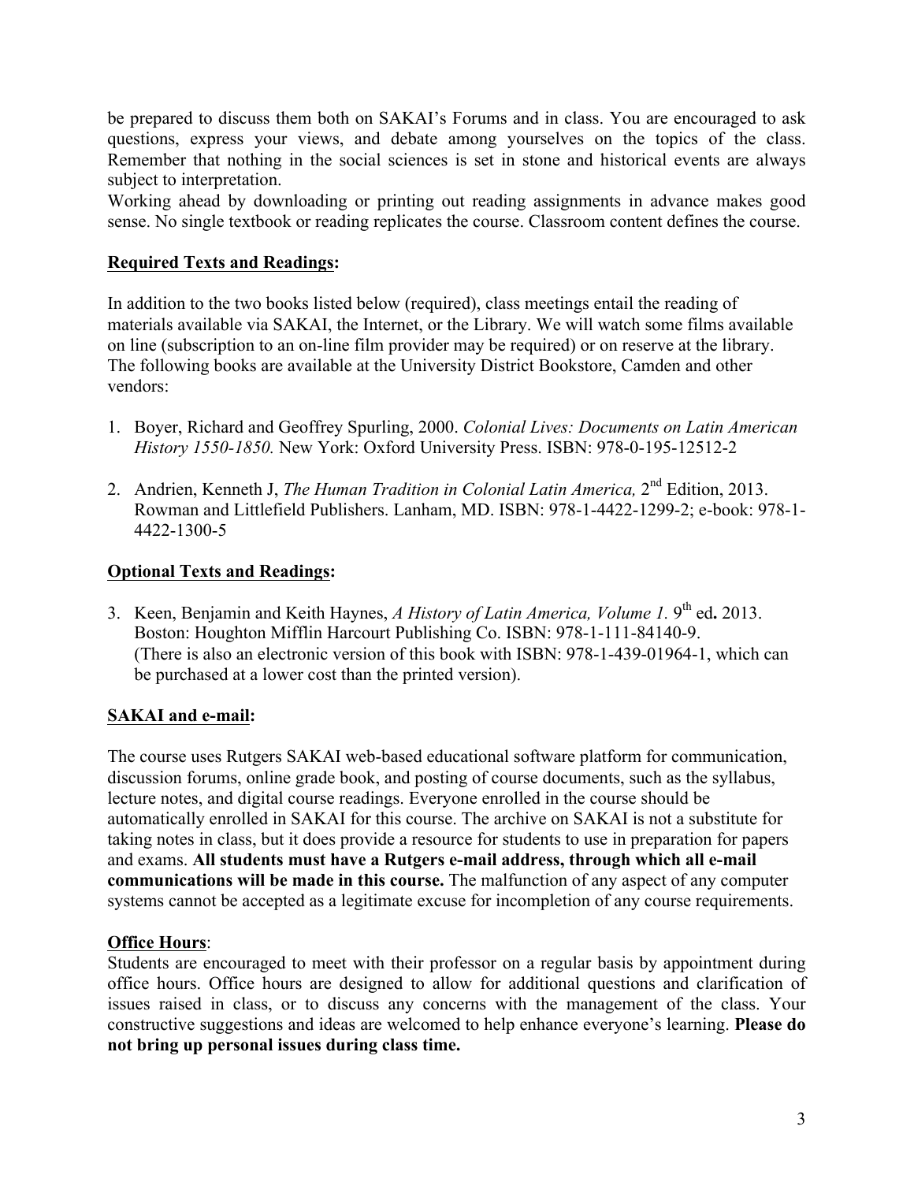be prepared to discuss them both on SAKAI's Forums and in class. You are encouraged to ask questions, express your views, and debate among yourselves on the topics of the class. Remember that nothing in the social sciences is set in stone and historical events are always subject to interpretation.

Working ahead by downloading or printing out reading assignments in advance makes good sense. No single textbook or reading replicates the course. Classroom content defines the course.

## Required Texts and Readings:

In addition to the two books listed below (required), class meetings entail the reading of materials available via SAKAI, the Internet, or the Library. We will watch some films available on line (subscription to an on-line film provider may be required) or on reserve at the library. The following books are available at the University District Bookstore, Camden and other vendors:

1. Boyer, Richard and Geoffrey Spurling, 2000. *Colonial Lives: Documents on Latin American History 1550-1850.* New York: Oxford University Press. ISBN: 978-0-195-12512-2

2. Andrien, Kenneth J, *The Human Tradition in Colonial Latin America,* 2nd Edition, 2013. Rowman and Littlefield Publishers. Lanham, MD. ISBN: 978-1-4422-1299-2; e-book: 978-1-4422-1300-5

## Optional Texts and Readings:

3. Keen, Benjamin and Keith Haynes, *A History of Latin America, Volume 1.* 9th ed**.** 2013. Boston: Houghton Mifflin Harcourt Publishing Co. ISBN: 978-1-111-84140-9. (There is also an electronic version of this book with ISBN: 978-1-439-01964-1, which can be purchased at a lower cost than the printed version).

## SAKAI and e-mail:

The course uses Rutgers SAKAI web-based educational software platform for communication, discussion forums, online grade book, and posting of course documents, such as the syllabus, lecture notes, and digital course readings. Everyone enrolled in the course should be automatically enrolled in SAKAI for this course. The archive on SAKAI is not a substitute for taking notes in class, but it does provide a resource for students to use in preparation for papers and exams. **All students must have a Rutgers e-mail address, through which all e-mail communications will be made in this course.** The malfunction of any aspect of any computer systems cannot be accepted as a legitimate excuse for incompletion of any course requirements.

## Office Hours:

Students are encouraged to meet with their professor on a regular basis by appointment during office hours. Office hours are designed to allow for additional questions and clarification of issues raised in class, or to discuss any concerns with the management of the class. Your constructive suggestions and ideas are welcomed to help enhance everyone's learning. **Please do not bring up personal issues during class time.**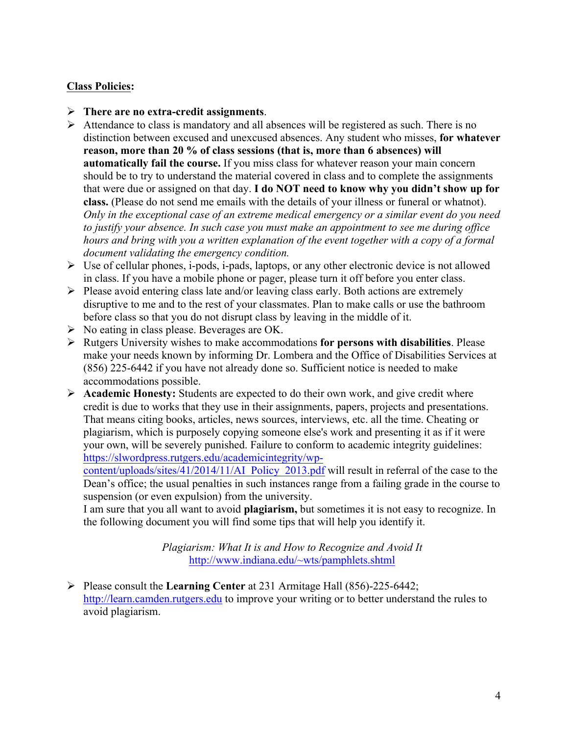**<u>Class Policies</u>:**

- **There are no extra-credit assignments**.
- Attendance to class is mandatory and all absences will be registered as such. There is no distinction between excused and unexcused absences. Any student who misses, **for whatever reason, more than 20 % of class sessions (that is, more than 6 absences) will automatically fail the course.** If you miss class for whatever reason your main concern should be to try to understand the material covered in class and to complete the assignments that were due or assigned on that day. **I do NOT need to know why you didn't show up for class.** (Please do not send me emails with the details of your illness or funeral or whatnot). *Only in the exceptional case of an extreme medical emergency or a similar event do you need to justify your absence. In such case you must make an appointment to see me during office hours and bring with you a written explanation of the event together with a copy of a formal document validating the emergency condition.*
- Use of cellular phones, i-pods, i-pads, laptops, or any other electronic device is not allowed in class. If you have a mobile phone or pager, please turn it off before you enter class.
- Please avoid entering class late and/or leaving class early. Both actions are extremely disruptive to me and to the rest of your classmates. Plan to make calls or use the bathroom before class so that you do not disrupt class by leaving in the middle of it.
- No eating in class please. Beverages are OK.
- Rutgers University wishes to make accommodations **for persons with disabilities**. Please make your needs known by informing Dr. Lombera and the Office of Disabilities Services at (856) 225-6442 if you have not already done so. Sufficient notice is needed to make accommodations possible.
- **Academic Honesty:** Students are expected to do their own work, and give credit where credit is due to works that they use in their assignments, papers, projects and presentations. That means citing books, articles, news sources, interviews, etc. all the time. Cheating or plagiarism, which is purposely copying someone else's work and presenting it as if it were your own, will be severely punished. Failure to conform to academic integrity guidelines: [https://slwordpress.rutgers.edu/academicintegrity/wp-content/uploads/sites/41/2014/11/AI_Policy_2013.pdf](https://slwordpress.rutgers.edu/academicintegrity/wp-content/uploads/sites/41/2014/11/AI_Policy_2013.pdf) will result in referral of the case to the Dean's office; the usual penalties in such instances range from a failing grade in the course to suspension (or even expulsion) from the university.

  I am sure that you all want to avoid **plagiarism,** but sometimes it is not easy to recognize. In the following document you will find some tips that will help you identify it.

  *Plagiarism: What It is and How to Recognize and Avoid It*
  [http://www.indiana.edu/~wts/pamphlets.shtml](http://www.indiana.edu/~wts/pamphlets.shtml)

- Please consult the **Learning Center** at 231 Armitage Hall (856)-225-6442; [http://learn.camden.rutgers.edu](http://learn.camden.rutgers.edu) to improve your writing or to better understand the rules to avoid plagiarism.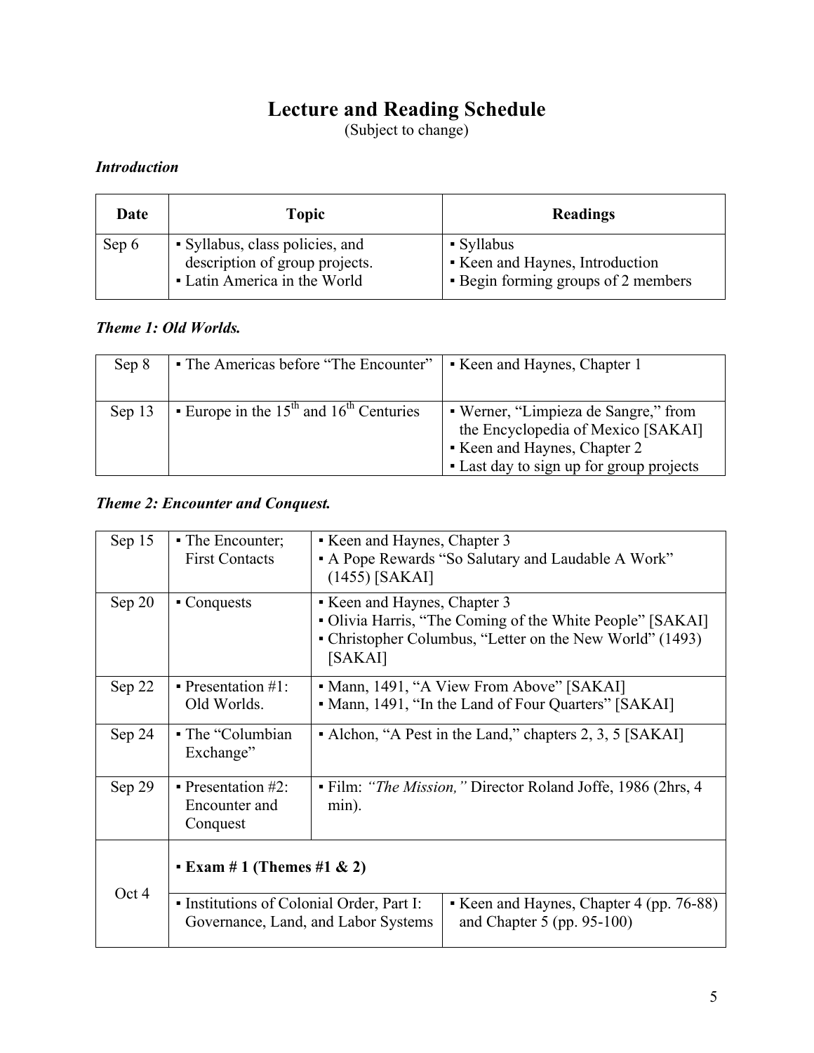# Lecture and Reading Schedule

(Subject to change)

### *Introduction*

| Date | Topic | Readings |
| --- | --- | --- |
| Sep 6 | ▪ Syllabus, class policies, and description of group projects.<br>▪ Latin America in the World | ▪ Syllabus<br>▪ Keen and Haynes, Introduction<br>▪ Begin forming groups of 2 members |

### *Theme 1: Old Worlds.*

| Date | Topic | Readings |
| --- | --- | --- |
| Sep 8 | ▪ The Americas before "The Encounter" | ▪ Keen and Haynes, Chapter 1 |
| Sep 13 | ▪ Europe in the 15th and 16th Centuries | ▪ Werner, "Limpieza de Sangre," from the Encyclopedia of Mexico [SAKAI]<br>▪ Keen and Haynes, Chapter 2<br>▪ Last day to sign up for group projects |

### *Theme 2: Encounter and Conquest.*

| Date | Topic | Readings |
| --- | --- | --- |
| Sep 15 | ▪ The Encounter; First Contacts | ▪ Keen and Haynes, Chapter 3<br>▪ A Pope Rewards "So Salutary and Laudable A Work" (1455) [SAKAI] |
| Sep 20 | ▪ Conquests | ▪ Keen and Haynes, Chapter 3<br>▪ Olivia Harris, "The Coming of the White People" [SAKAI]<br>▪ Christopher Columbus, "Letter on the New World" (1493) [SAKAI] |
| Sep 22 | ▪ Presentation #1: Old Worlds. | ▪ Mann, 1491, "A View From Above" [SAKAI]<br>▪ Mann, 1491, "In the Land of Four Quarters" [SAKAI] |
| Sep 24 | ▪ The "Columbian Exchange" | ▪ Alchon, "A Pest in the Land," chapters 2, 3, 5 [SAKAI] |
| Sep 29 | ▪ Presentation #2: Encounter and Conquest | ▪ Film: *"The Mission,"* Director Roland Joffe, 1986 (2hrs, 4 min). |
| Oct 4 | ▪ **Exam # 1 (Themes #1 & 2)** | |
| | ▪ Institutions of Colonial Order, Part I: Governance, Land, and Labor Systems | ▪ Keen and Haynes, Chapter 4 (pp. 76-88) and Chapter 5 (pp. 95-100) |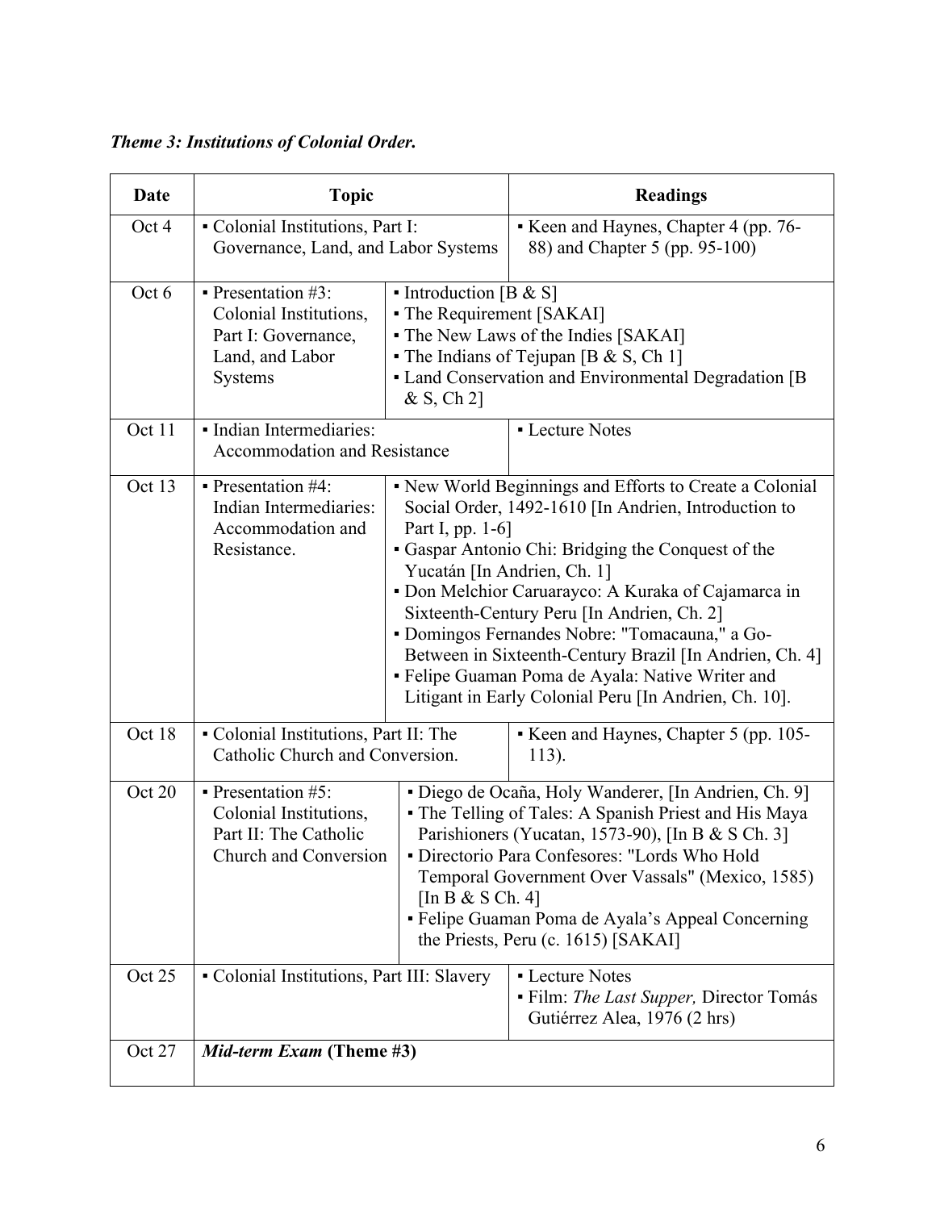***Theme 3: Institutions of Colonial Order.***

| Date | Topic | Readings |
|---|---|---|
| Oct 4 | ▪ Colonial Institutions, Part I: Governance, Land, and Labor Systems | ▪ Keen and Haynes, Chapter 4 (pp. 76-88) and Chapter 5 (pp. 95-100) |
| Oct 6 | ▪ Presentation #3: Colonial Institutions, Part I: Governance, Land, and Labor Systems | ▪ Introduction [B & S]<br>▪ The Requirement [SAKAI]<br>▪ The New Laws of the Indies [SAKAI]<br>▪ The Indians of Tejupan [B & S, Ch 1]<br>▪ Land Conservation and Environmental Degradation [B & S, Ch 2] |
| Oct 11 | ▪ Indian Intermediaries: Accommodation and Resistance | ▪ Lecture Notes |
| Oct 13 | ▪ Presentation #4: Indian Intermediaries: Accommodation and Resistance. | ▪ New World Beginnings and Efforts to Create a Colonial Social Order, 1492-1610 [In Andrien, Introduction to Part I, pp. 1-6]<br>▪ Gaspar Antonio Chi: Bridging the Conquest of the Yucatán [In Andrien, Ch. 1]<br>▪ Don Melchior Caruarayco: A Kuraka of Cajamarca in Sixteenth-Century Peru [In Andrien, Ch. 2]<br>▪ Domingos Fernandes Nobre: "Tomacauna," a Go-Between in Sixteenth-Century Brazil [In Andrien, Ch. 4]<br>▪ Felipe Guaman Poma de Ayala: Native Writer and Litigant in Early Colonial Peru [In Andrien, Ch. 10]. |
| Oct 18 | ▪ Colonial Institutions, Part II: The Catholic Church and Conversion. | ▪ Keen and Haynes, Chapter 5 (pp. 105-113). |
| Oct 20 | ▪ Presentation #5: Colonial Institutions, Part II: The Catholic Church and Conversion | ▪ Diego de Ocaña, Holy Wanderer, [In Andrien, Ch. 9]<br>▪ The Telling of Tales: A Spanish Priest and His Maya Parishioners (Yucatan, 1573-90), [In B & S Ch. 3]<br>▪ Directorio Para Confesores: "Lords Who Hold Temporal Government Over Vassals" (Mexico, 1585) [In B & S Ch. 4]<br>▪ Felipe Guaman Poma de Ayala's Appeal Concerning the Priests, Peru (c. 1615) [SAKAI] |
| Oct 25 | ▪ Colonial Institutions, Part III: Slavery | ▪ Lecture Notes<br>▪ Film: *The Last Supper,* Director Tomás Gutiérrez Alea, 1976 (2 hrs) |
| Oct 27 | ***Mid-term Exam* (Theme #3)** | |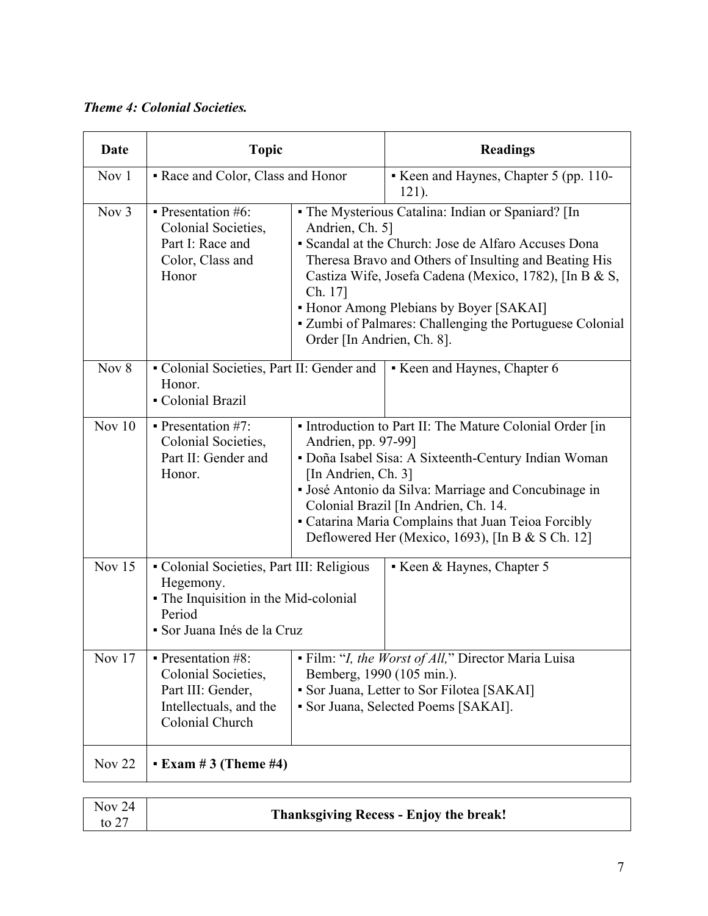***Theme 4: Colonial Societies.***

| Date | Topic | Readings |
|---|---|---|
| Nov 1 | ▪ Race and Color, Class and Honor | ▪ Keen and Haynes, Chapter 5 (pp. 110-121). |
| Nov 3 | ▪ Presentation #6: Colonial Societies, Part I: Race and Color, Class and Honor | ▪ The Mysterious Catalina: Indian or Spaniard? [In Andrien, Ch. 5] ▪ Scandal at the Church: Jose de Alfaro Accuses Dona Theresa Bravo and Others of Insulting and Beating His Castiza Wife, Josefa Cadena (Mexico, 1782), [In B & S, Ch. 17] ▪ Honor Among Plebians by Boyer [SAKAI] ▪ Zumbi of Palmares: Challenging the Portuguese Colonial Order [In Andrien, Ch. 8]. |
| Nov 8 | ▪ Colonial Societies, Part II: Gender and Honor. ▪ Colonial Brazil | ▪ Keen and Haynes, Chapter 6 |
| Nov 10 | ▪ Presentation #7: Colonial Societies, Part II: Gender and Honor. | ▪ Introduction to Part II: The Mature Colonial Order [in Andrien, pp. 97-99] ▪ Doña Isabel Sisa: A Sixteenth-Century Indian Woman [In Andrien, Ch. 3] ▪ José Antonio da Silva: Marriage and Concubinage in Colonial Brazil [In Andrien, Ch. 14. ▪ Catarina Maria Complains that Juan Teioa Forcibly Deflowered Her (Mexico, 1693), [In B & S Ch. 12] |
| Nov 15 | ▪ Colonial Societies, Part III: Religious Hegemony. ▪ The Inquisition in the Mid-colonial Period ▪ Sor Juana Inés de la Cruz | ▪ Keen & Haynes, Chapter 5 |
| Nov 17 | ▪ Presentation #8: Colonial Societies, Part III: Gender, Intellectuals, and the Colonial Church | ▪ Film: "*I, the Worst of All,*" Director Maria Luisa Bemberg, 1990 (105 min.). ▪ Sor Juana, Letter to Sor Filotea [SAKAI] ▪ Sor Juana, Selected Poems [SAKAI]. |
| Nov 22 | ▪ **Exam # 3 (Theme #4)** | |

| Nov 24 to 27 | **Thanksgiving Recess - Enjoy the break!** |
|---|---|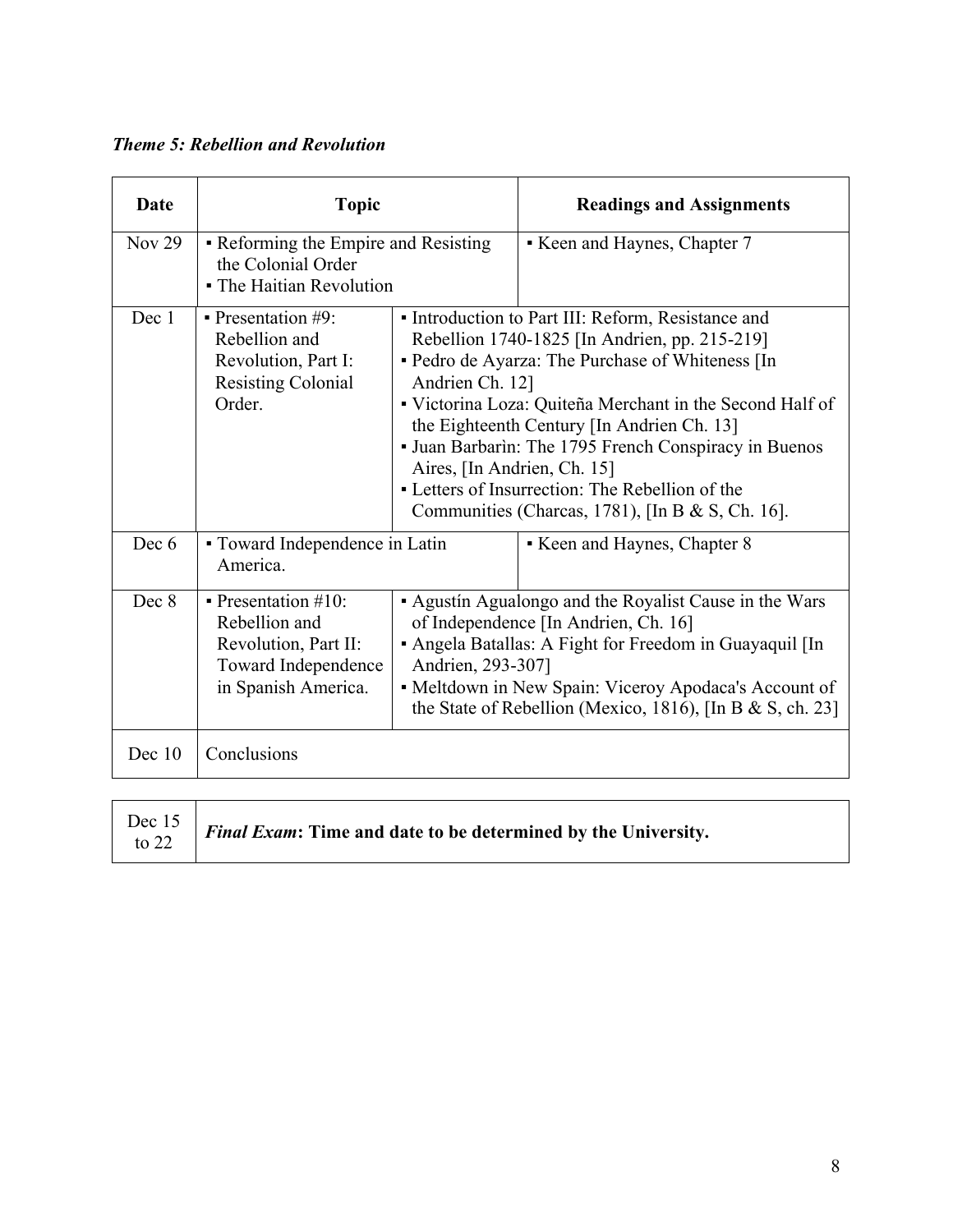***Theme 5: Rebellion and Revolution***

| Date | Topic | | Readings and Assignments |
|---|---|---|---|
| Nov 29 | ▪ Reforming the Empire and Resisting the Colonial Order<br>▪ The Haitian Revolution | | ▪ Keen and Haynes, Chapter 7 |
| Dec 1 | ▪ Presentation #9: Rebellion and Revolution, Part I: Resisting Colonial Order. | ▪ Introduction to Part III: Reform, Resistance and Rebellion 1740-1825 [In Andrien, pp. 215-219]<br>▪ Pedro de Ayarza: The Purchase of Whiteness [In Andrien Ch. 12]<br>▪ Victorina Loza: Quiteña Merchant in the Second Half of the Eighteenth Century [In Andrien Ch. 13]<br>▪ Juan Barbarìn: The 1795 French Conspiracy in Buenos Aires, [In Andrien, Ch. 15]<br>▪ Letters of Insurrection: The Rebellion of the Communities (Charcas, 1781), [In B & S, Ch. 16]. | |
| Dec 6 | ▪ Toward Independence in Latin America. | | ▪ Keen and Haynes, Chapter 8 |
| Dec 8 | ▪ Presentation #10: Rebellion and Revolution, Part II: Toward Independence in Spanish America. | ▪ Agustín Agualongo and the Royalist Cause in the Wars of Independence [In Andrien, Ch. 16]<br>▪ Angela Batallas: A Fight for Freedom in Guayaquil [In Andrien, 293-307]<br>▪ Meltdown in New Spain: Viceroy Apodaca's Account of the State of Rebellion (Mexico, 1816), [In B & S, ch. 23] | |
| Dec 10 | Conclusions | | |

| | |
|---|---|
| Dec 15 to 22 | ***Final Exam*: Time and date to be determined by the University.** |